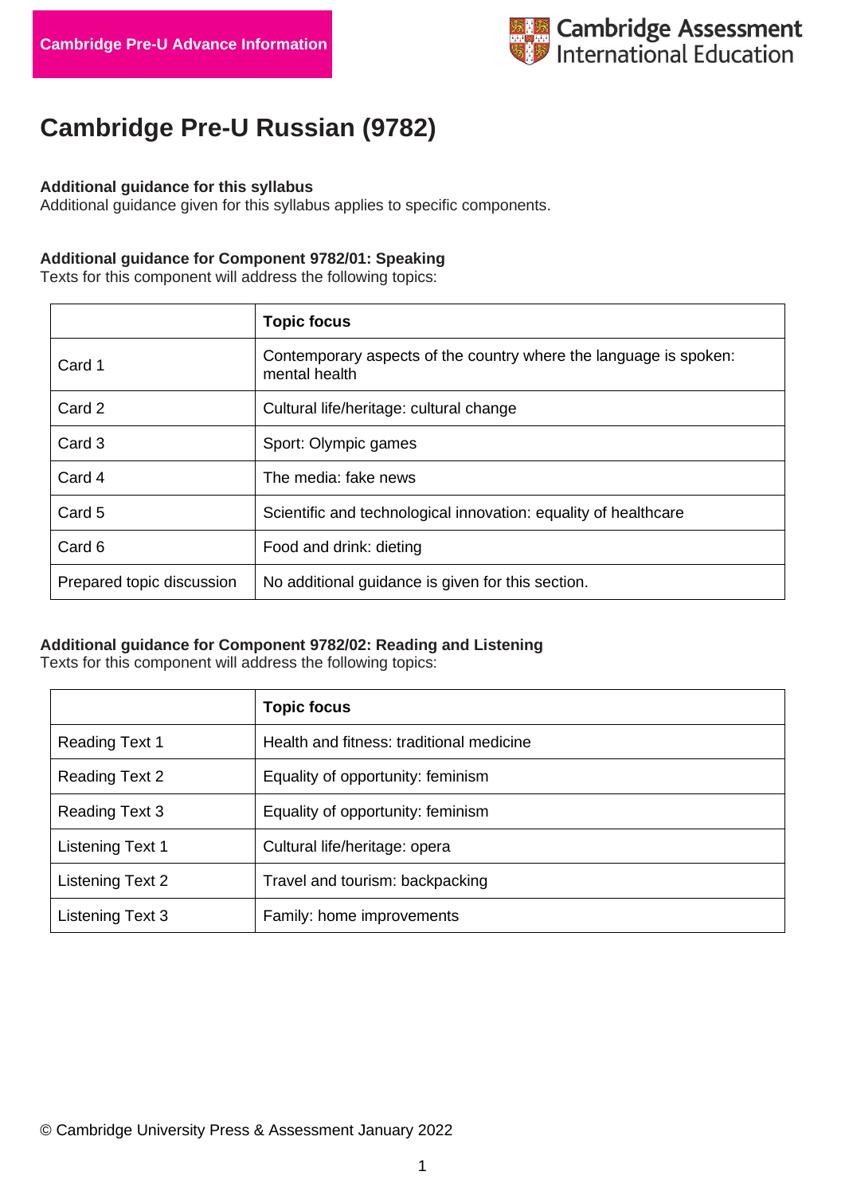Cambridge Pre-U Advance Information

Cambridge Assessment International Education

# Cambridge Pre-U Russian (9782)

**Additional guidance for this syllabus**
Additional guidance given for this syllabus applies to specific components.

**Additional guidance for Component 9782/01: Speaking**
Texts for this component will address the following topics:

| | Topic focus |
|---|---|
| Card 1 | Contemporary aspects of the country where the language is spoken: mental health |
| Card 2 | Cultural life/heritage: cultural change |
| Card 3 | Sport: Olympic games |
| Card 4 | The media: fake news |
| Card 5 | Scientific and technological innovation: equality of healthcare |
| Card 6 | Food and drink: dieting |
| Prepared topic discussion | No additional guidance is given for this section. |

**Additional guidance for Component 9782/02: Reading and Listening**
Texts for this component will address the following topics:

| | Topic focus |
|---|---|
| Reading Text 1 | Health and fitness: traditional medicine |
| Reading Text 2 | Equality of opportunity: feminism |
| Reading Text 3 | Equality of opportunity: feminism |
| Listening Text 1 | Cultural life/heritage: opera |
| Listening Text 2 | Travel and tourism: backpacking |
| Listening Text 3 | Family: home improvements |

© Cambridge University Press & Assessment January 2022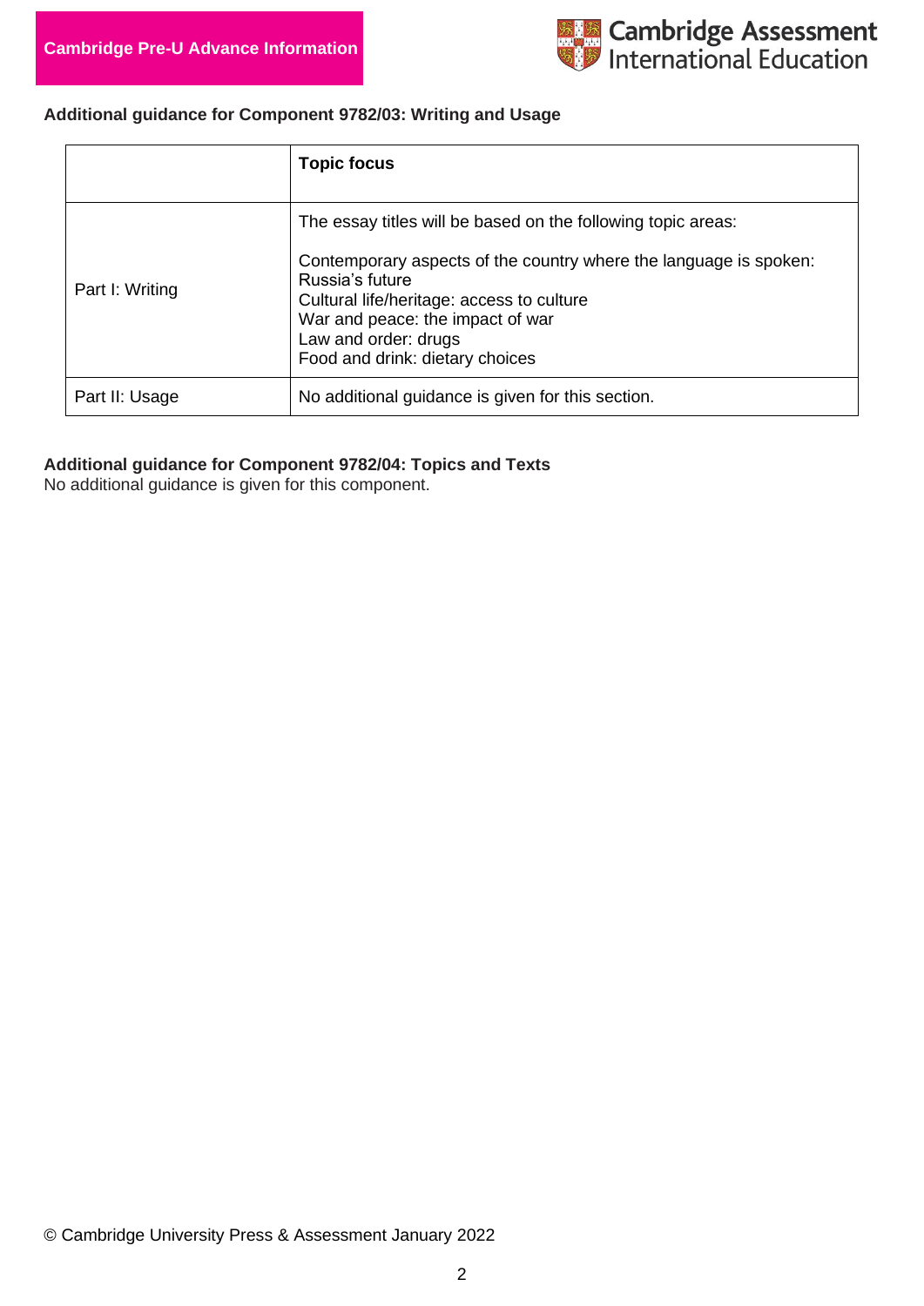**Additional guidance for Component 9782/03: Writing and Usage**

| | Topic focus |
|---|---|
| Part I: Writing | The essay titles will be based on the following topic areas:<br><br>Contemporary aspects of the country where the language is spoken: Russia's future<br>Cultural life/heritage: access to culture<br>War and peace: the impact of war<br>Law and order: drugs<br>Food and drink: dietary choices |
| Part II: Usage | No additional guidance is given for this section. |

**Additional guidance for Component 9782/04: Topics and Texts**
No additional guidance is given for this component.

© Cambridge University Press & Assessment January 2022